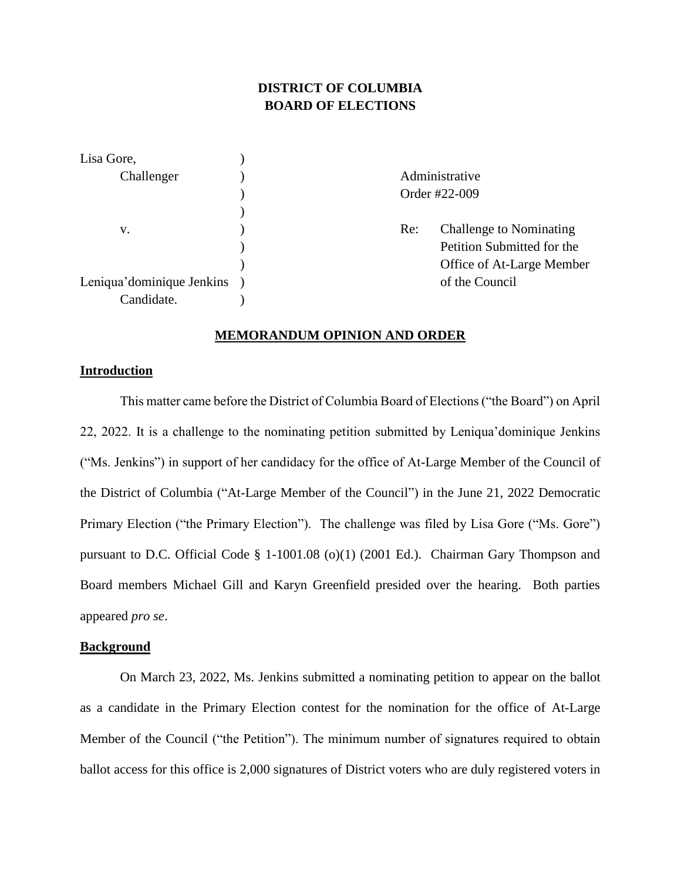# DISTRICT OF COLUMBIA
# BOARD OF ELECTIONS

| | | |
|---|---|---|
| Lisa Gore, | ) | |
| Challenger | ) | Administrative |
| | ) | Order #22-009 |
| | ) | |
| v. | ) | Re: Challenge to Nominating |
| | ) | Petition Submitted for the |
| | ) | Office of At-Large Member |
| Leniqua'dominique Jenkins | ) | of the Council |
| Candidate. | ) | |

## MEMORANDUM OPINION AND ORDER

### Introduction

This matter came before the District of Columbia Board of Elections ("the Board") on April 22, 2022. It is a challenge to the nominating petition submitted by Leniqua'dominique Jenkins ("Ms. Jenkins") in support of her candidacy for the office of At-Large Member of the Council of the District of Columbia ("At-Large Member of the Council") in the June 21, 2022 Democratic Primary Election ("the Primary Election"). The challenge was filed by Lisa Gore ("Ms. Gore") pursuant to D.C. Official Code § 1-1001.08 (o)(1) (2001 Ed.). Chairman Gary Thompson and Board members Michael Gill and Karyn Greenfield presided over the hearing. Both parties appeared *pro se*.

### Background

On March 23, 2022, Ms. Jenkins submitted a nominating petition to appear on the ballot as a candidate in the Primary Election contest for the nomination for the office of At-Large Member of the Council ("the Petition"). The minimum number of signatures required to obtain ballot access for this office is 2,000 signatures of District voters who are duly registered voters in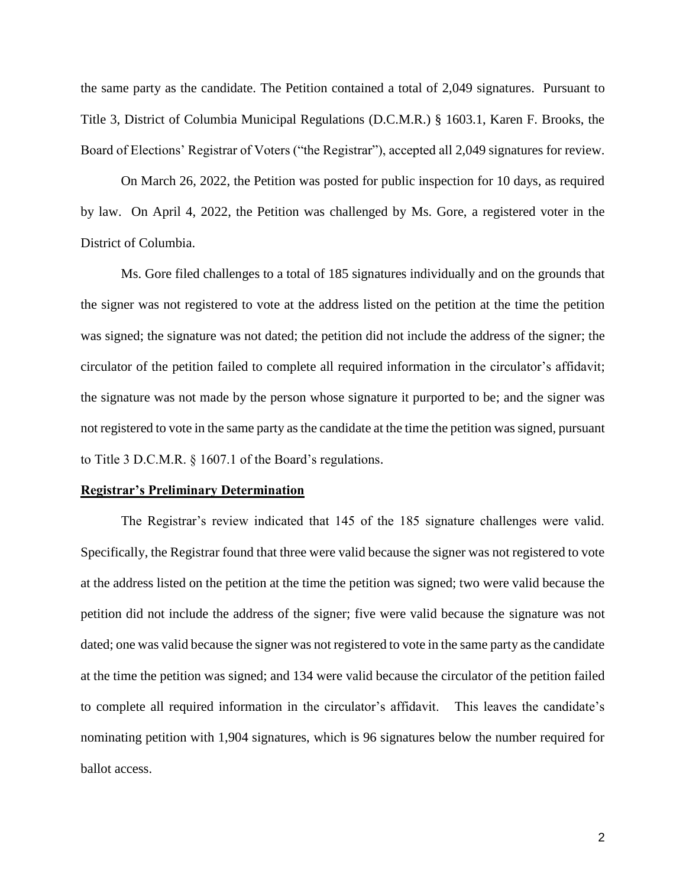the same party as the candidate. The Petition contained a total of 2,049 signatures. Pursuant to Title 3, District of Columbia Municipal Regulations (D.C.M.R.) § 1603.1, Karen F. Brooks, the Board of Elections' Registrar of Voters ("the Registrar"), accepted all 2,049 signatures for review.

On March 26, 2022, the Petition was posted for public inspection for 10 days, as required by law. On April 4, 2022, the Petition was challenged by Ms. Gore, a registered voter in the District of Columbia.

Ms. Gore filed challenges to a total of 185 signatures individually and on the grounds that the signer was not registered to vote at the address listed on the petition at the time the petition was signed; the signature was not dated; the petition did not include the address of the signer; the circulator of the petition failed to complete all required information in the circulator's affidavit; the signature was not made by the person whose signature it purported to be; and the signer was not registered to vote in the same party as the candidate at the time the petition was signed, pursuant to Title 3 D.C.M.R. § 1607.1 of the Board's regulations.

**Registrar's Preliminary Determination**

The Registrar's review indicated that 145 of the 185 signature challenges were valid. Specifically, the Registrar found that three were valid because the signer was not registered to vote at the address listed on the petition at the time the petition was signed; two were valid because the petition did not include the address of the signer; five were valid because the signature was not dated; one was valid because the signer was not registered to vote in the same party as the candidate at the time the petition was signed; and 134 were valid because the circulator of the petition failed to complete all required information in the circulator's affidavit. This leaves the candidate's nominating petition with 1,904 signatures, which is 96 signatures below the number required for ballot access.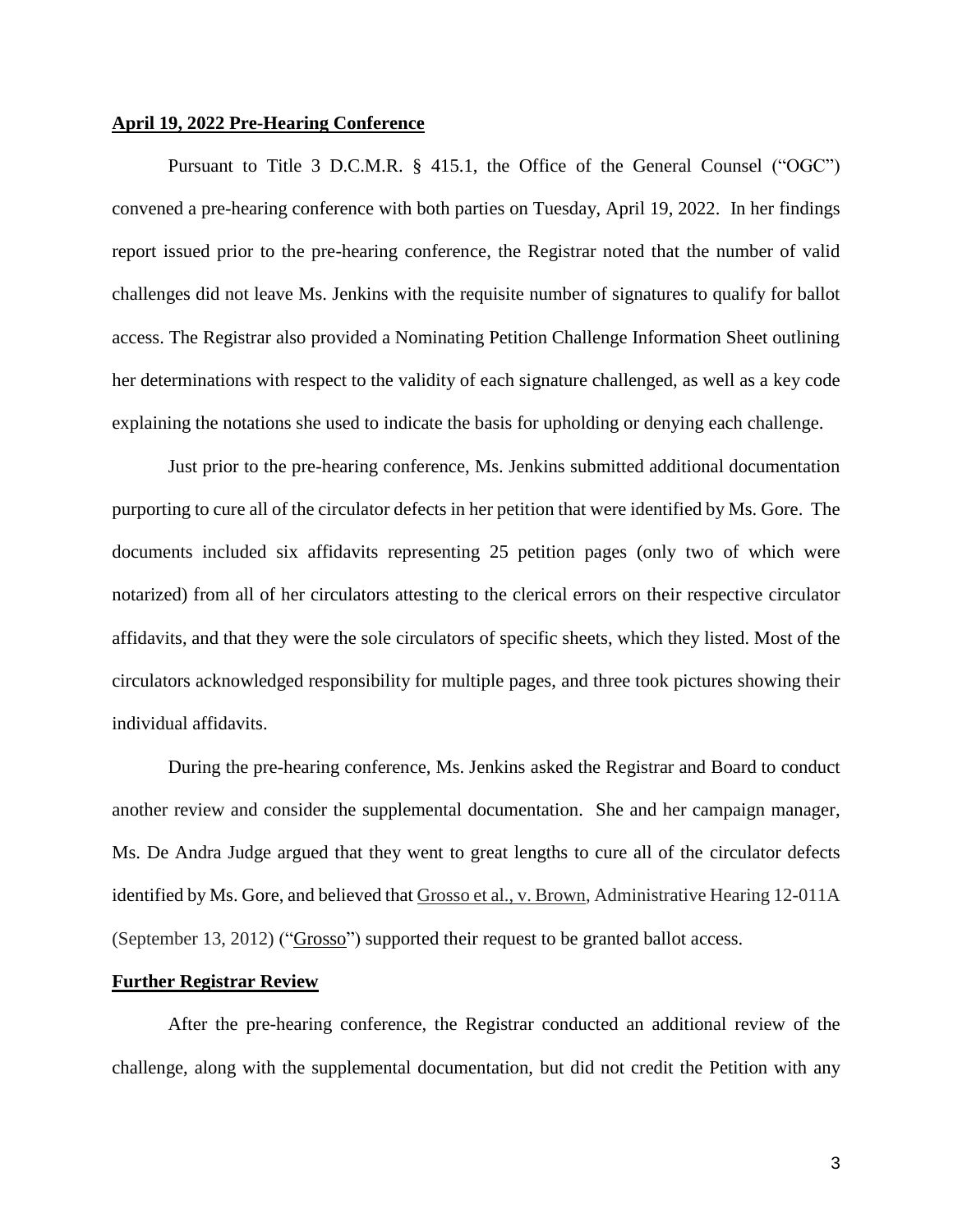**April 19, 2022 Pre-Hearing Conference**

Pursuant to Title 3 D.C.M.R. § 415.1, the Office of the General Counsel ("OGC") convened a pre-hearing conference with both parties on Tuesday, April 19, 2022. In her findings report issued prior to the pre-hearing conference, the Registrar noted that the number of valid challenges did not leave Ms. Jenkins with the requisite number of signatures to qualify for ballot access. The Registrar also provided a Nominating Petition Challenge Information Sheet outlining her determinations with respect to the validity of each signature challenged, as well as a key code explaining the notations she used to indicate the basis for upholding or denying each challenge.

Just prior to the pre-hearing conference, Ms. Jenkins submitted additional documentation purporting to cure all of the circulator defects in her petition that were identified by Ms. Gore. The documents included six affidavits representing 25 petition pages (only two of which were notarized) from all of her circulators attesting to the clerical errors on their respective circulator affidavits, and that they were the sole circulators of specific sheets, which they listed. Most of the circulators acknowledged responsibility for multiple pages, and three took pictures showing their individual affidavits.

During the pre-hearing conference, Ms. Jenkins asked the Registrar and Board to conduct another review and consider the supplemental documentation. She and her campaign manager, Ms. De Andra Judge argued that they went to great lengths to cure all of the circulator defects identified by Ms. Gore, and believed that Grosso et al., v. Brown, Administrative Hearing 12-011A (September 13, 2012) ("Grosso") supported their request to be granted ballot access.

**Further Registrar Review**

After the pre-hearing conference, the Registrar conducted an additional review of the challenge, along with the supplemental documentation, but did not credit the Petition with any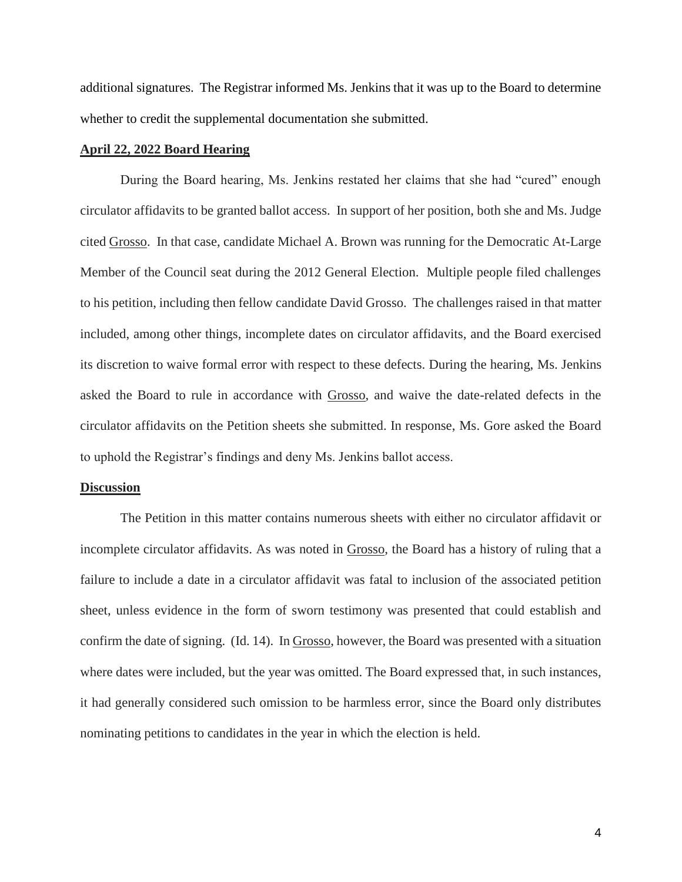additional signatures. The Registrar informed Ms. Jenkins that it was up to the Board to determine whether to credit the supplemental documentation she submitted.

**April 22, 2022 Board Hearing**

During the Board hearing, Ms. Jenkins restated her claims that she had "cured" enough circulator affidavits to be granted ballot access. In support of her position, both she and Ms. Judge cited Grosso. In that case, candidate Michael A. Brown was running for the Democratic At-Large Member of the Council seat during the 2012 General Election. Multiple people filed challenges to his petition, including then fellow candidate David Grosso. The challenges raised in that matter included, among other things, incomplete dates on circulator affidavits, and the Board exercised its discretion to waive formal error with respect to these defects. During the hearing, Ms. Jenkins asked the Board to rule in accordance with Grosso, and waive the date-related defects in the circulator affidavits on the Petition sheets she submitted. In response, Ms. Gore asked the Board to uphold the Registrar's findings and deny Ms. Jenkins ballot access.

**Discussion**

The Petition in this matter contains numerous sheets with either no circulator affidavit or incomplete circulator affidavits. As was noted in Grosso, the Board has a history of ruling that a failure to include a date in a circulator affidavit was fatal to inclusion of the associated petition sheet, unless evidence in the form of sworn testimony was presented that could establish and confirm the date of signing. (Id. 14). In Grosso, however, the Board was presented with a situation where dates were included, but the year was omitted. The Board expressed that, in such instances, it had generally considered such omission to be harmless error, since the Board only distributes nominating petitions to candidates in the year in which the election is held.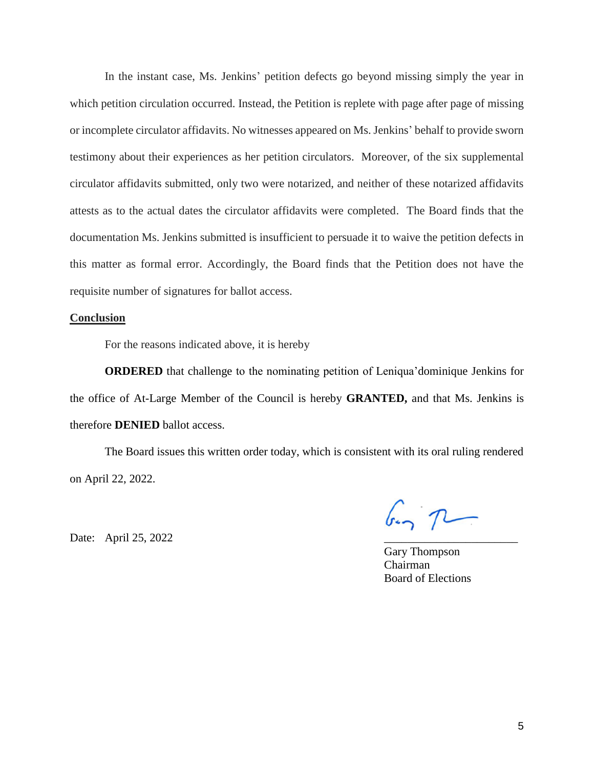In the instant case, Ms. Jenkins' petition defects go beyond missing simply the year in which petition circulation occurred. Instead, the Petition is replete with page after page of missing or incomplete circulator affidavits. No witnesses appeared on Ms. Jenkins' behalf to provide sworn testimony about their experiences as her petition circulators. Moreover, of the six supplemental circulator affidavits submitted, only two were notarized, and neither of these notarized affidavits attests as to the actual dates the circulator affidavits were completed. The Board finds that the documentation Ms. Jenkins submitted is insufficient to persuade it to waive the petition defects in this matter as formal error. Accordingly, the Board finds that the Petition does not have the requisite number of signatures for ballot access.

**Conclusion**

For the reasons indicated above, it is hereby

**ORDERED** that challenge to the nominating petition of Leniqua'dominique Jenkins for the office of At-Large Member of the Council is hereby **GRANTED,** and that Ms. Jenkins is therefore **DENIED** ballot access.

The Board issues this written order today, which is consistent with its oral ruling rendered on April 22, 2022.

Date: April 25, 2022

\_\_\_\_\_\_\_\_\_\_\_\_\_\_\_\_\_\_\_\_\_\_\_\_
Gary Thompson
Chairman
Board of Elections